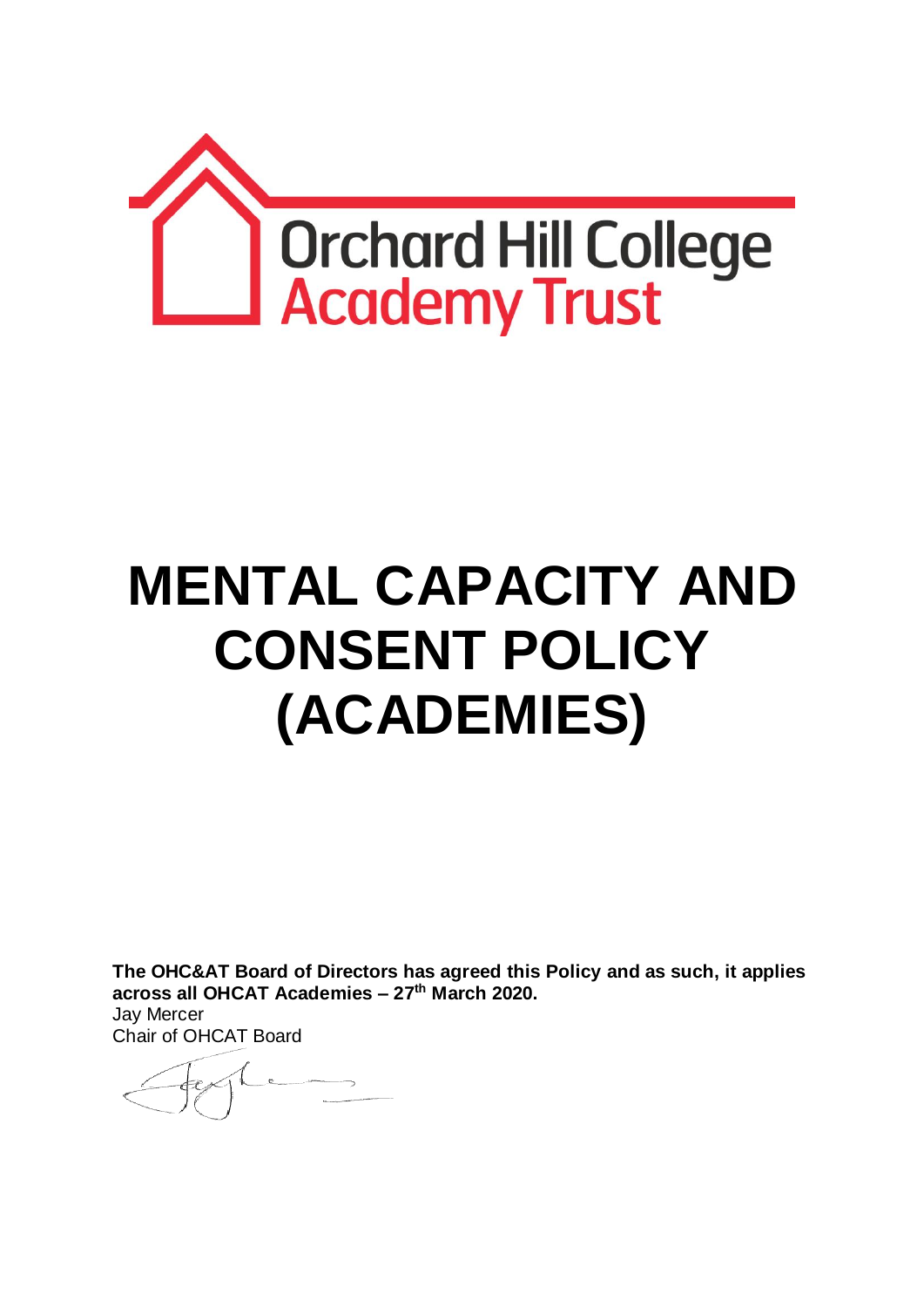Orchard Hill College
Academy Trust

# MENTAL CAPACITY AND CONSENT POLICY (ACADEMIES)

**The OHC&AT Board of Directors has agreed this Policy and as such, it applies across all OHCAT Academies – 27th March 2020.**

Jay Mercer
Chair of OHCAT Board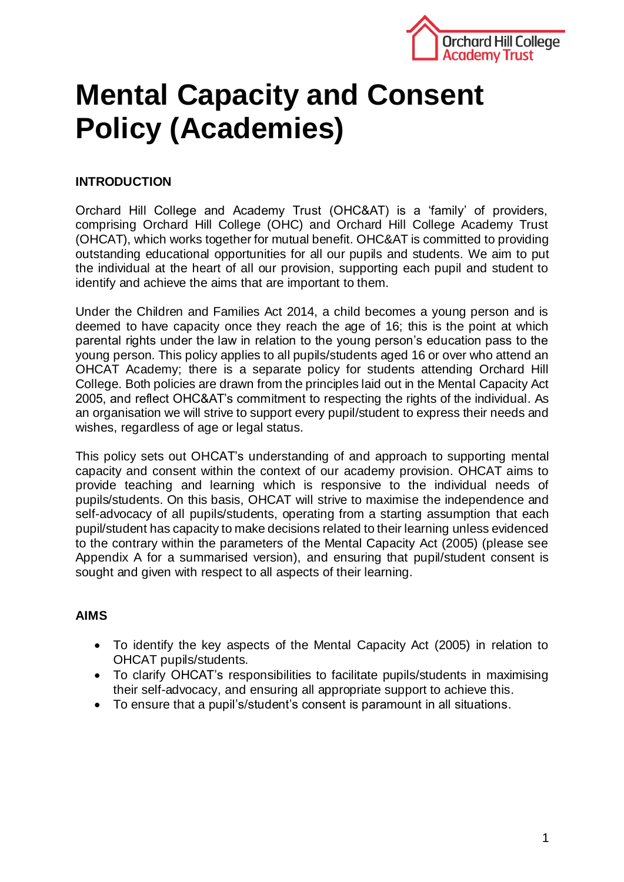# Mental Capacity and Consent Policy (Academies)

**INTRODUCTION**

Orchard Hill College and Academy Trust (OHC&AT) is a 'family' of providers, comprising Orchard Hill College (OHC) and Orchard Hill College Academy Trust (OHCAT), which works together for mutual benefit. OHC&AT is committed to providing outstanding educational opportunities for all our pupils and students. We aim to put the individual at the heart of all our provision, supporting each pupil and student to identify and achieve the aims that are important to them.

Under the Children and Families Act 2014, a child becomes a young person and is deemed to have capacity once they reach the age of 16; this is the point at which parental rights under the law in relation to the young person's education pass to the young person. This policy applies to all pupils/students aged 16 or over who attend an OHCAT Academy; there is a separate policy for students attending Orchard Hill College. Both policies are drawn from the principles laid out in the Mental Capacity Act 2005, and reflect OHC&AT's commitment to respecting the rights of the individual. As an organisation we will strive to support every pupil/student to express their needs and wishes, regardless of age or legal status.

This policy sets out OHCAT's understanding of and approach to supporting mental capacity and consent within the context of our academy provision. OHCAT aims to provide teaching and learning which is responsive to the individual needs of pupils/students. On this basis, OHCAT will strive to maximise the independence and self-advocacy of all pupils/students, operating from a starting assumption that each pupil/student has capacity to make decisions related to their learning unless evidenced to the contrary within the parameters of the Mental Capacity Act (2005) (please see Appendix A for a summarised version), and ensuring that pupil/student consent is sought and given with respect to all aspects of their learning.

**AIMS**

- To identify the key aspects of the Mental Capacity Act (2005) in relation to OHCAT pupils/students.
- To clarify OHCAT's responsibilities to facilitate pupils/students in maximising their self-advocacy, and ensuring all appropriate support to achieve this.
- To ensure that a pupil's/student's consent is paramount in all situations.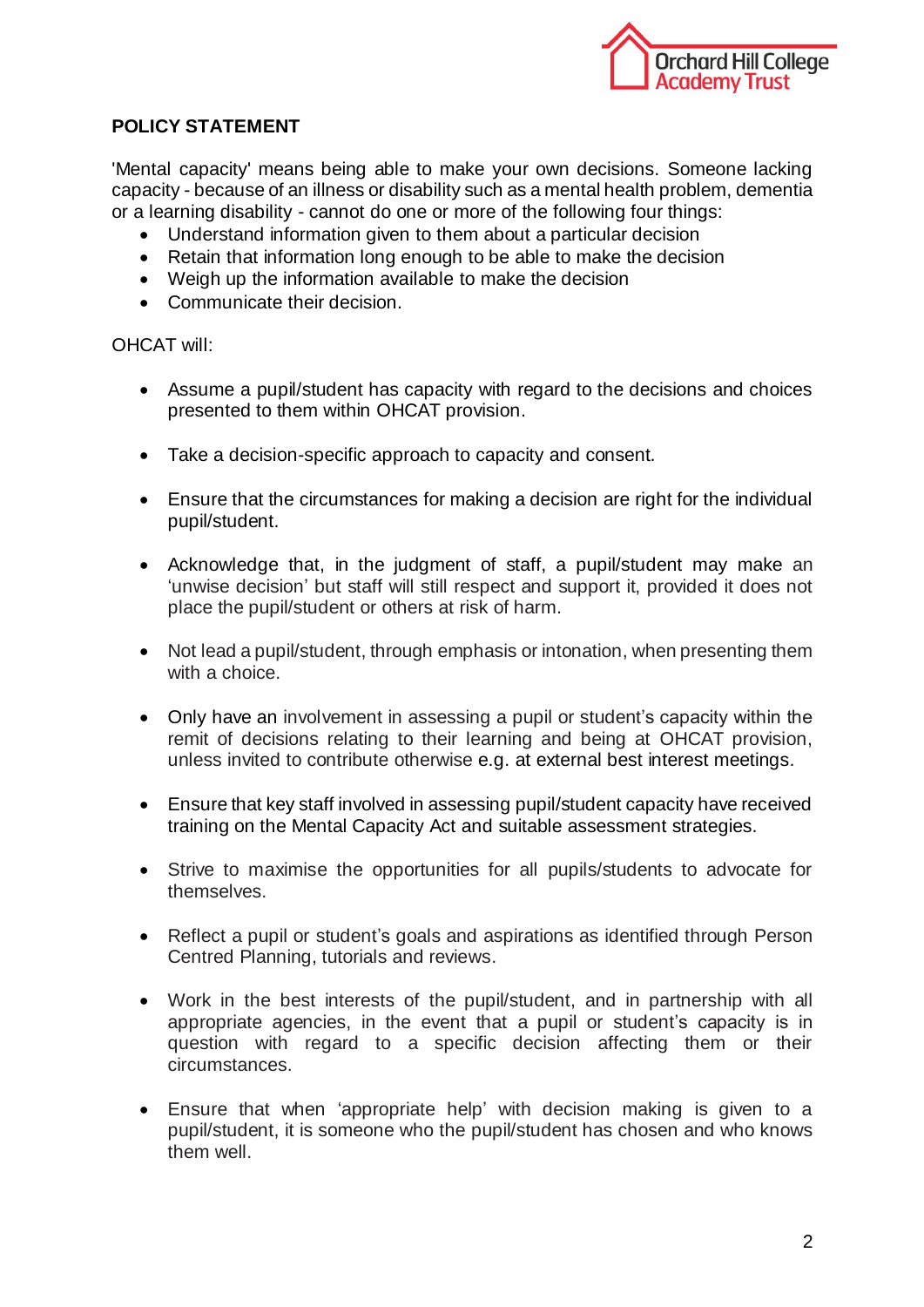**POLICY STATEMENT**

'Mental capacity' means being able to make your own decisions. Someone lacking capacity - because of an illness or disability such as a mental health problem, dementia or a learning disability - cannot do one or more of the following four things:

- Understand information given to them about a particular decision
- Retain that information long enough to be able to make the decision
- Weigh up the information available to make the decision
- Communicate their decision.

OHCAT will:

- Assume a pupil/student has capacity with regard to the decisions and choices presented to them within OHCAT provision.
- Take a decision-specific approach to capacity and consent.
- Ensure that the circumstances for making a decision are right for the individual pupil/student.
- Acknowledge that, in the judgment of staff, a pupil/student may make an 'unwise decision' but staff will still respect and support it, provided it does not place the pupil/student or others at risk of harm.
- Not lead a pupil/student, through emphasis or intonation, when presenting them with a choice.
- Only have an involvement in assessing a pupil or student's capacity within the remit of decisions relating to their learning and being at OHCAT provision, unless invited to contribute otherwise e.g. at external best interest meetings.
- Ensure that key staff involved in assessing pupil/student capacity have received training on the Mental Capacity Act and suitable assessment strategies.
- Strive to maximise the opportunities for all pupils/students to advocate for themselves.
- Reflect a pupil or student's goals and aspirations as identified through Person Centred Planning, tutorials and reviews.
- Work in the best interests of the pupil/student, and in partnership with all appropriate agencies, in the event that a pupil or student's capacity is in question with regard to a specific decision affecting them or their circumstances.
- Ensure that when 'appropriate help' with decision making is given to a pupil/student, it is someone who the pupil/student has chosen and who knows them well.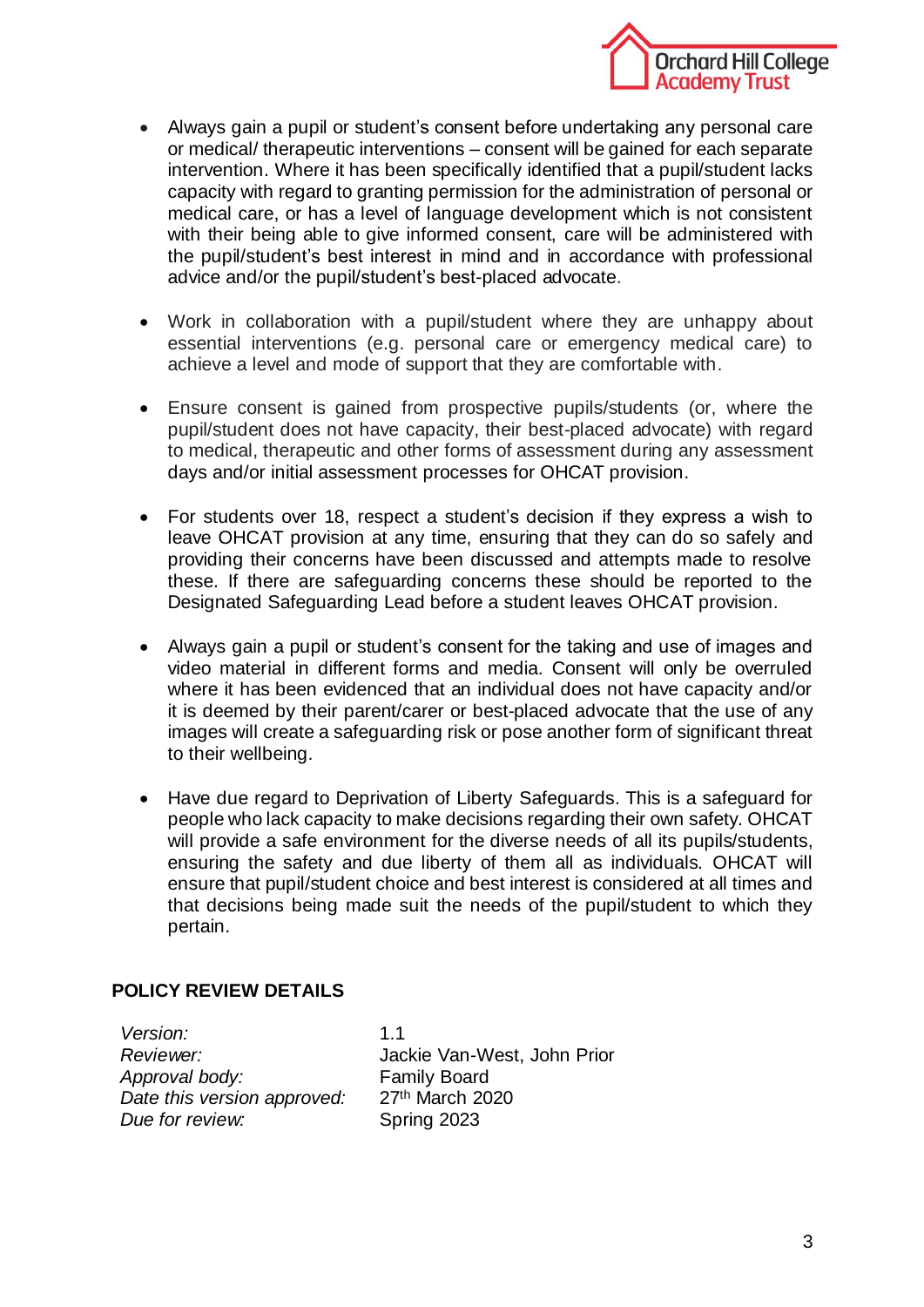- Always gain a pupil or student's consent before undertaking any personal care or medical/ therapeutic interventions – consent will be gained for each separate intervention. Where it has been specifically identified that a pupil/student lacks capacity with regard to granting permission for the administration of personal or medical care, or has a level of language development which is not consistent with their being able to give informed consent, care will be administered with the pupil/student's best interest in mind and in accordance with professional advice and/or the pupil/student's best-placed advocate.

- Work in collaboration with a pupil/student where they are unhappy about essential interventions (e.g. personal care or emergency medical care) to achieve a level and mode of support that they are comfortable with.

- Ensure consent is gained from prospective pupils/students (or, where the pupil/student does not have capacity, their best-placed advocate) with regard to medical, therapeutic and other forms of assessment during any assessment days and/or initial assessment processes for OHCAT provision.

- For students over 18, respect a student's decision if they express a wish to leave OHCAT provision at any time, ensuring that they can do so safely and providing their concerns have been discussed and attempts made to resolve these. If there are safeguarding concerns these should be reported to the Designated Safeguarding Lead before a student leaves OHCAT provision.

- Always gain a pupil or student's consent for the taking and use of images and video material in different forms and media. Consent will only be overruled where it has been evidenced that an individual does not have capacity and/or it is deemed by their parent/carer or best-placed advocate that the use of any images will create a safeguarding risk or pose another form of significant threat to their wellbeing.

- Have due regard to Deprivation of Liberty Safeguards. This is a safeguard for people who lack capacity to make decisions regarding their own safety. OHCAT will provide a safe environment for the diverse needs of all its pupils/students, ensuring the safety and due liberty of them all as individuals. OHCAT will ensure that pupil/student choice and best interest is considered at all times and that decisions being made suit the needs of the pupil/student to which they pertain.

**POLICY REVIEW DETAILS**

| | |
|---|---|
| *Version:* | 1.1 |
| *Reviewer:* | Jackie Van-West, John Prior |
| *Approval body:* | Family Board |
| *Date this version approved:* | 27th March 2020 |
| *Due for review:* | Spring 2023 |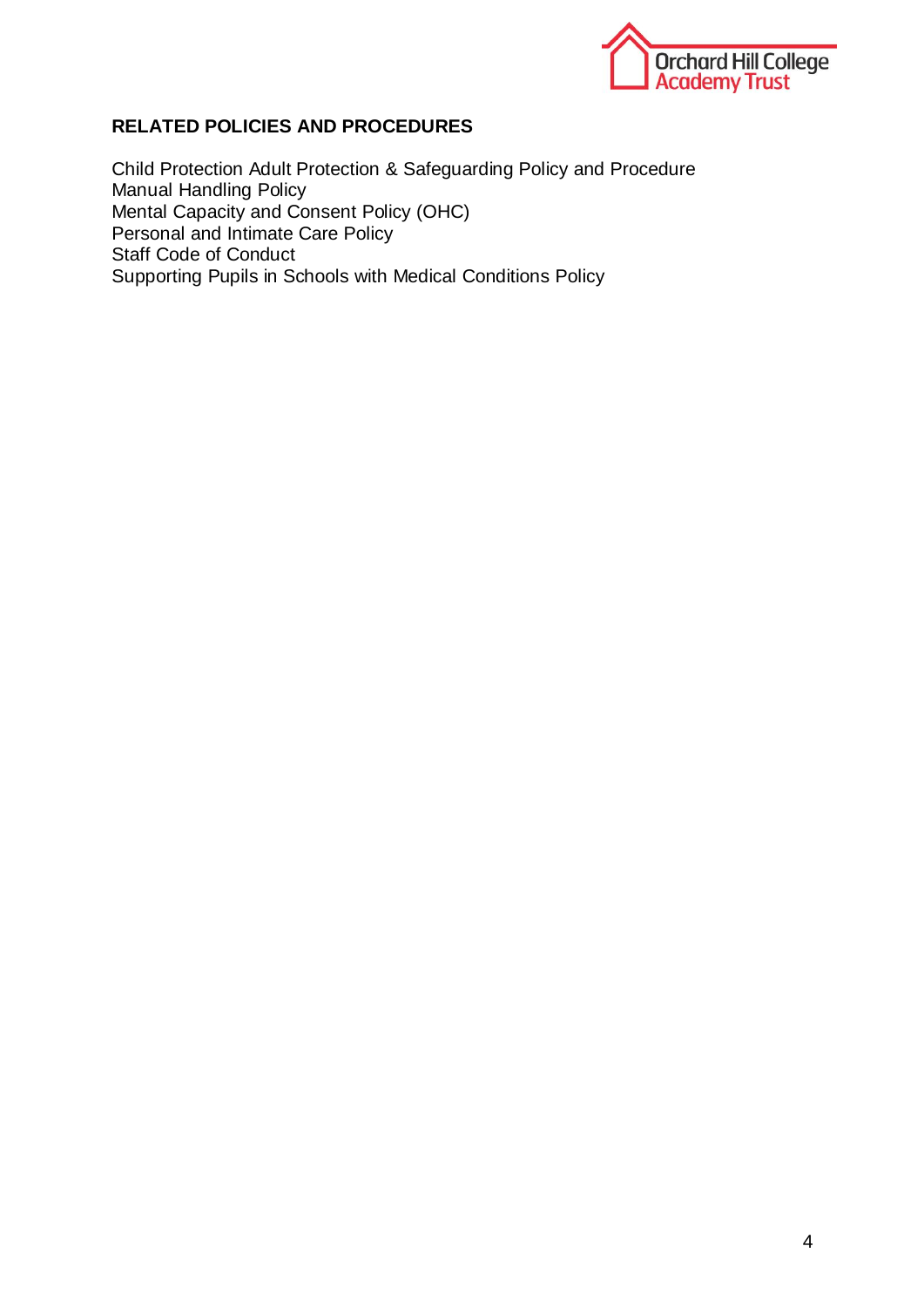## RELATED POLICIES AND PROCEDURES

Child Protection Adult Protection & Safeguarding Policy and Procedure
Manual Handling Policy
Mental Capacity and Consent Policy (OHC)
Personal and Intimate Care Policy
Staff Code of Conduct
Supporting Pupils in Schools with Medical Conditions Policy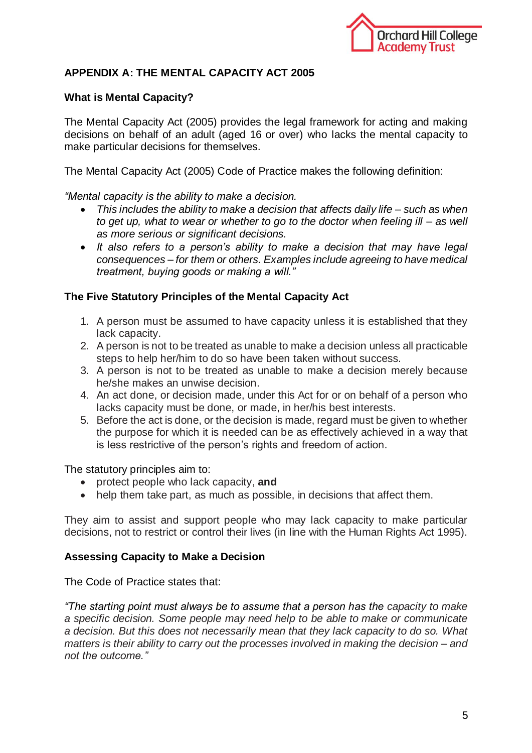## APPENDIX A: THE MENTAL CAPACITY ACT 2005

### What is Mental Capacity?

The Mental Capacity Act (2005) provides the legal framework for acting and making decisions on behalf of an adult (aged 16 or over) who lacks the mental capacity to make particular decisions for themselves.

The Mental Capacity Act (2005) Code of Practice makes the following definition:

*"Mental capacity is the ability to make a decision.*

- *This includes the ability to make a decision that affects daily life – such as when to get up, what to wear or whether to go to the doctor when feeling ill – as well as more serious or significant decisions.*
- *It also refers to a person's ability to make a decision that may have legal consequences – for them or others. Examples include agreeing to have medical treatment, buying goods or making a will."*

### The Five Statutory Principles of the Mental Capacity Act

1. A person must be assumed to have capacity unless it is established that they lack capacity.
2. A person is not to be treated as unable to make a decision unless all practicable steps to help her/him to do so have been taken without success.
3. A person is not to be treated as unable to make a decision merely because he/she makes an unwise decision.
4. An act done, or decision made, under this Act for or on behalf of a person who lacks capacity must be done, or made, in her/his best interests.
5. Before the act is done, or the decision is made, regard must be given to whether the purpose for which it is needed can be as effectively achieved in a way that is less restrictive of the person's rights and freedom of action.

The statutory principles aim to:

- protect people who lack capacity, **and**
- help them take part, as much as possible, in decisions that affect them.

They aim to assist and support people who may lack capacity to make particular decisions, not to restrict or control their lives (in line with the Human Rights Act 1995).

### Assessing Capacity to Make a Decision

The Code of Practice states that:

*"The starting point must always be to assume that a person has the capacity to make a specific decision. Some people may need help to be able to make or communicate a decision. But this does not necessarily mean that they lack capacity to do so. What matters is their ability to carry out the processes involved in making the decision – and not the outcome."*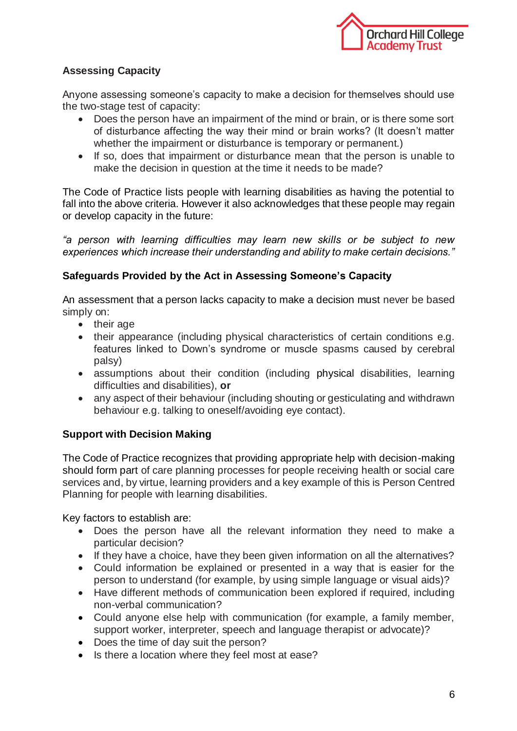**Assessing Capacity**

Anyone assessing someone's capacity to make a decision for themselves should use the two-stage test of capacity:

- Does the person have an impairment of the mind or brain, or is there some sort of disturbance affecting the way their mind or brain works? (It doesn't matter whether the impairment or disturbance is temporary or permanent.)
- If so, does that impairment or disturbance mean that the person is unable to make the decision in question at the time it needs to be made?

The Code of Practice lists people with learning disabilities as having the potential to fall into the above criteria. However it also acknowledges that these people may regain or develop capacity in the future:

*"a person with learning difficulties may learn new skills or be subject to new experiences which increase their understanding and ability to make certain decisions."*

**Safeguards Provided by the Act in Assessing Someone's Capacity**

An assessment that a person lacks capacity to make a decision must never be based simply on:

- their age
- their appearance (including physical characteristics of certain conditions e.g. features linked to Down's syndrome or muscle spasms caused by cerebral palsy)
- assumptions about their condition (including physical disabilities, learning difficulties and disabilities), **or**
- any aspect of their behaviour (including shouting or gesticulating and withdrawn behaviour e.g. talking to oneself/avoiding eye contact).

**Support with Decision Making**

The Code of Practice recognizes that providing appropriate help with decision-making should form part of care planning processes for people receiving health or social care services and, by virtue, learning providers and a key example of this is Person Centred Planning for people with learning disabilities.

Key factors to establish are:

- Does the person have all the relevant information they need to make a particular decision?
- If they have a choice, have they been given information on all the alternatives?
- Could information be explained or presented in a way that is easier for the person to understand (for example, by using simple language or visual aids)?
- Have different methods of communication been explored if required, including non-verbal communication?
- Could anyone else help with communication (for example, a family member, support worker, interpreter, speech and language therapist or advocate)?
- Does the time of day suit the person?
- Is there a location where they feel most at ease?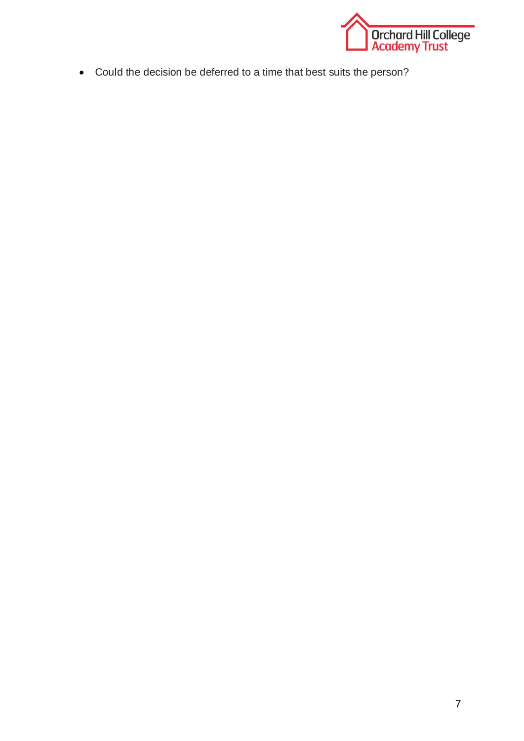- Could the decision be deferred to a time that best suits the person?